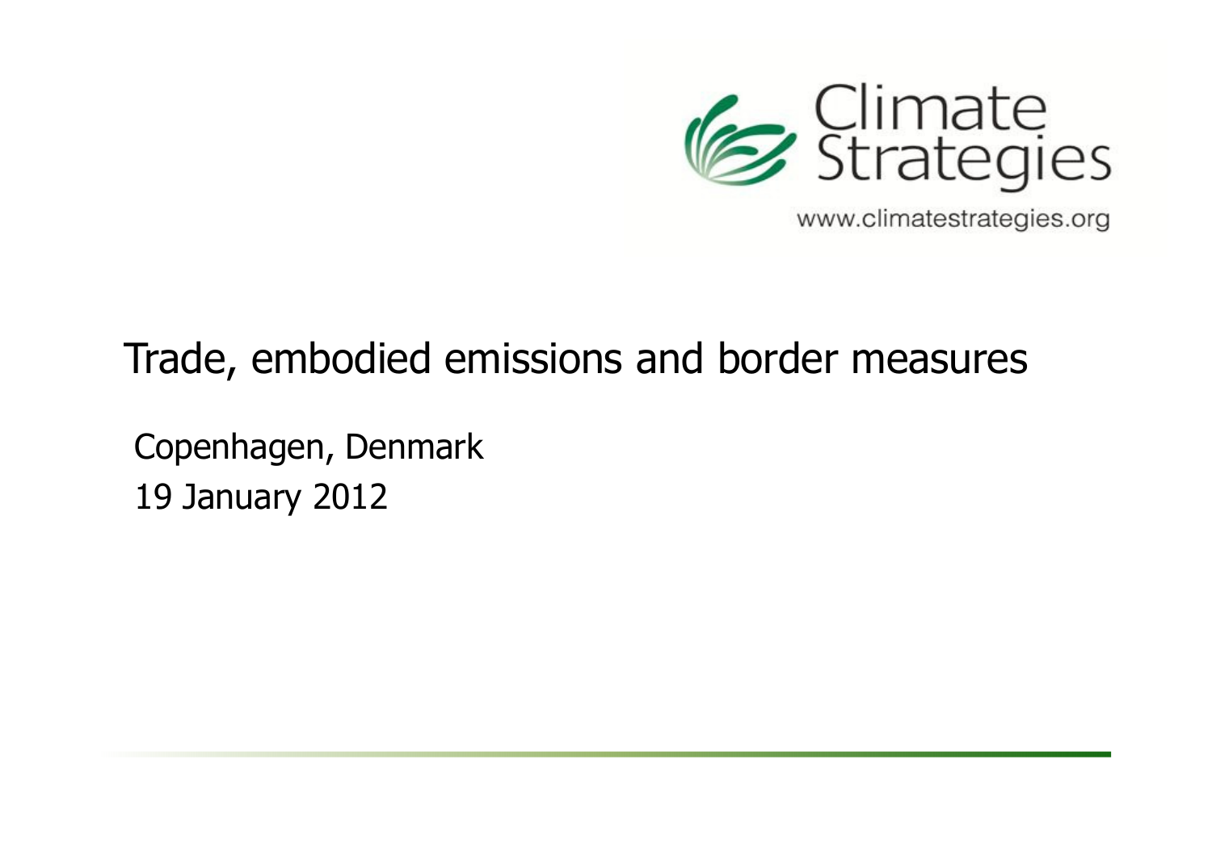Climate Strategies

www.climatestrategies.org

# Trade, embodied emissions and border measures

Copenhagen, Denmark

19 January 2012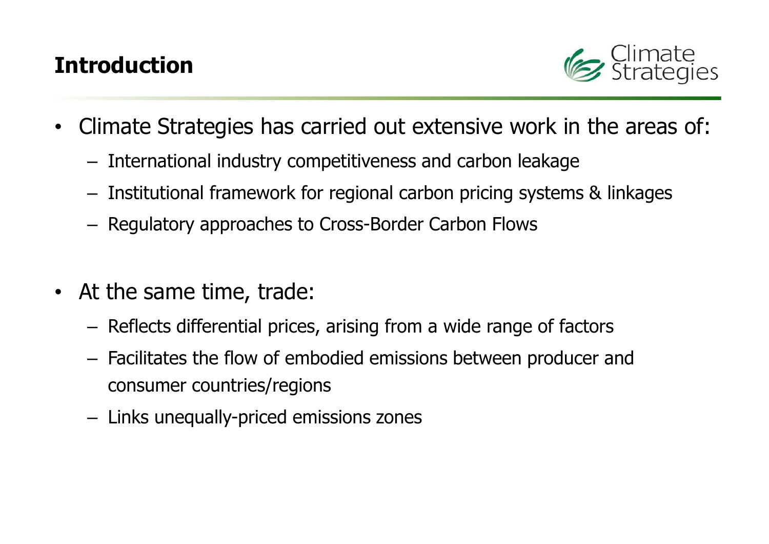# Introduction

- Climate Strategies has carried out extensive work in the areas of:
  - International industry competitiveness and carbon leakage
  - Institutional framework for regional carbon pricing systems & linkages
  - Regulatory approaches to Cross-Border Carbon Flows

- At the same time, trade:
  - Reflects differential prices, arising from a wide range of factors
  - Facilitates the flow of embodied emissions between producer and consumer countries/regions
  - Links unequally-priced emissions zones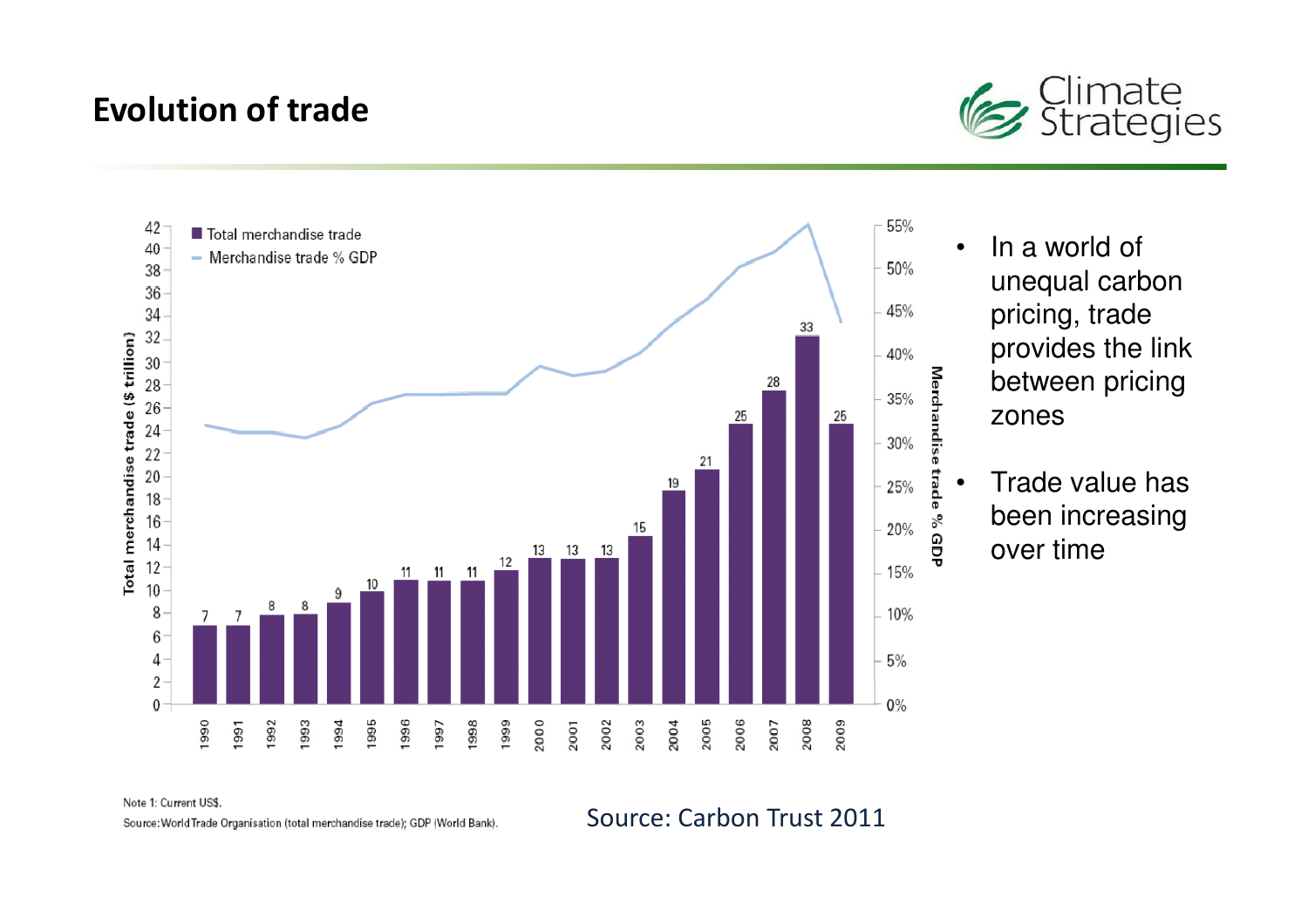# Evolution of trade

| Year | Total merchandise trade ($ trillion) |
|---|---|
| 1990 | 7 |
| 1991 | 7 |
| 1992 | 8 |
| 1993 | 8 |
| 1994 | 9 |
| 1995 | 10 |
| 1996 | 11 |
| 1997 | 11 |
| 1998 | 11 |
| 1999 | 12 |
| 2000 | 13 |
| 2001 | 13 |
| 2002 | 13 |
| 2003 | 15 |
| 2004 | 19 |
| 2005 | 21 |
| 2006 | 25 |
| 2007 | 28 |
| 2008 | 33 |
| 2009 | 25 |

Legend: Total merchandise trade; Merchandise trade % GDP

Note 1: Current US$.

Source: World Trade Organisation (total merchandise trade); GDP (World Bank).

Source: Carbon Trust 2011

- In a world of unequal carbon pricing, trade provides the link between pricing zones
- Trade value has been increasing over time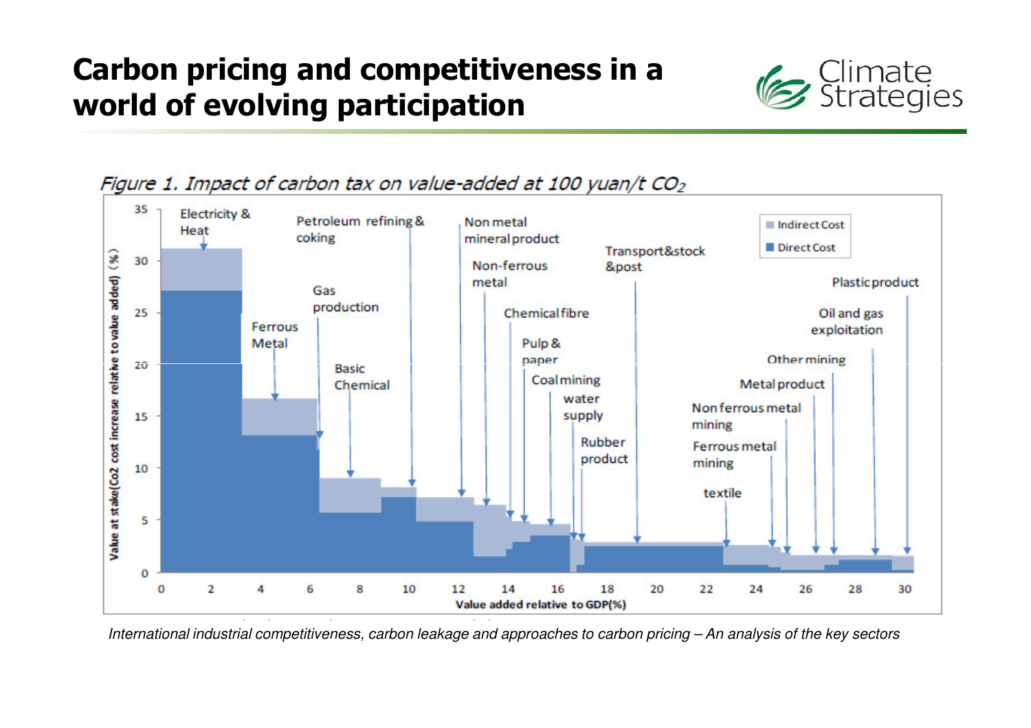# Carbon pricing and competitiveness in a world of evolving participation

*Figure 1. Impact of carbon tax on value-added at 100 yuan/t $CO_2$*

Value at stake(Co2 cost increase relative to value added) (%)

Value added relative to GDP(%)

Indirect Cost

Direct Cost

Electricity & Heat; Ferrous Metal; Gas production; Basic Chemical; Petroleum refining & coking; Non metal mineral product; Non-ferrous metal; Chemical fibre; Pulp & paper; Coal mining; water supply; Rubber product; Transport&stock &post; textile; Ferrous metal mining; Non ferrous metal mining; Metal product; Other mining; Oil and gas exploitation; Plastic product

*International industrial competitiveness, carbon leakage and approaches to carbon pricing – An analysis of the key sectors*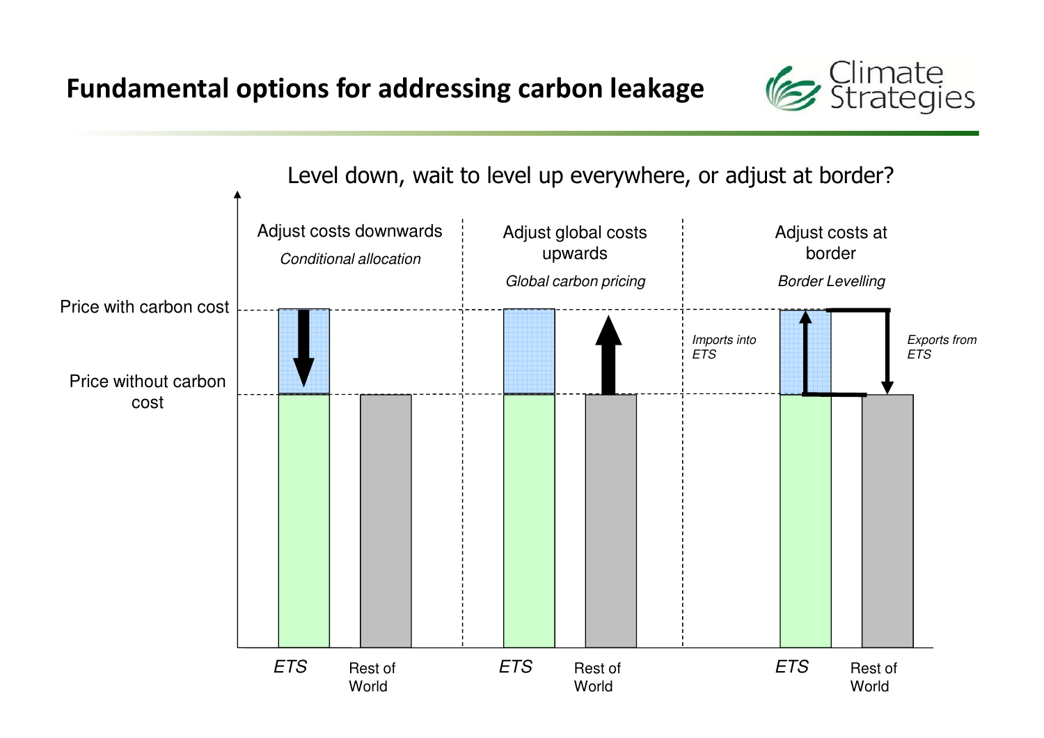# Fundamental options for addressing carbon leakage

Level down, wait to level up everywhere, or adjust at border?

| | Adjust costs downwards | Adjust global costs upwards | Adjust costs at border |
|---|---|---|---|
| | *Conditional allocation* | *Global carbon pricing* | *Border Levelling* |

Price with carbon cost

Price without carbon cost

*Imports into ETS*

*Exports from ETS*

*ETS* Rest of World *ETS* Rest of World *ETS* Rest of World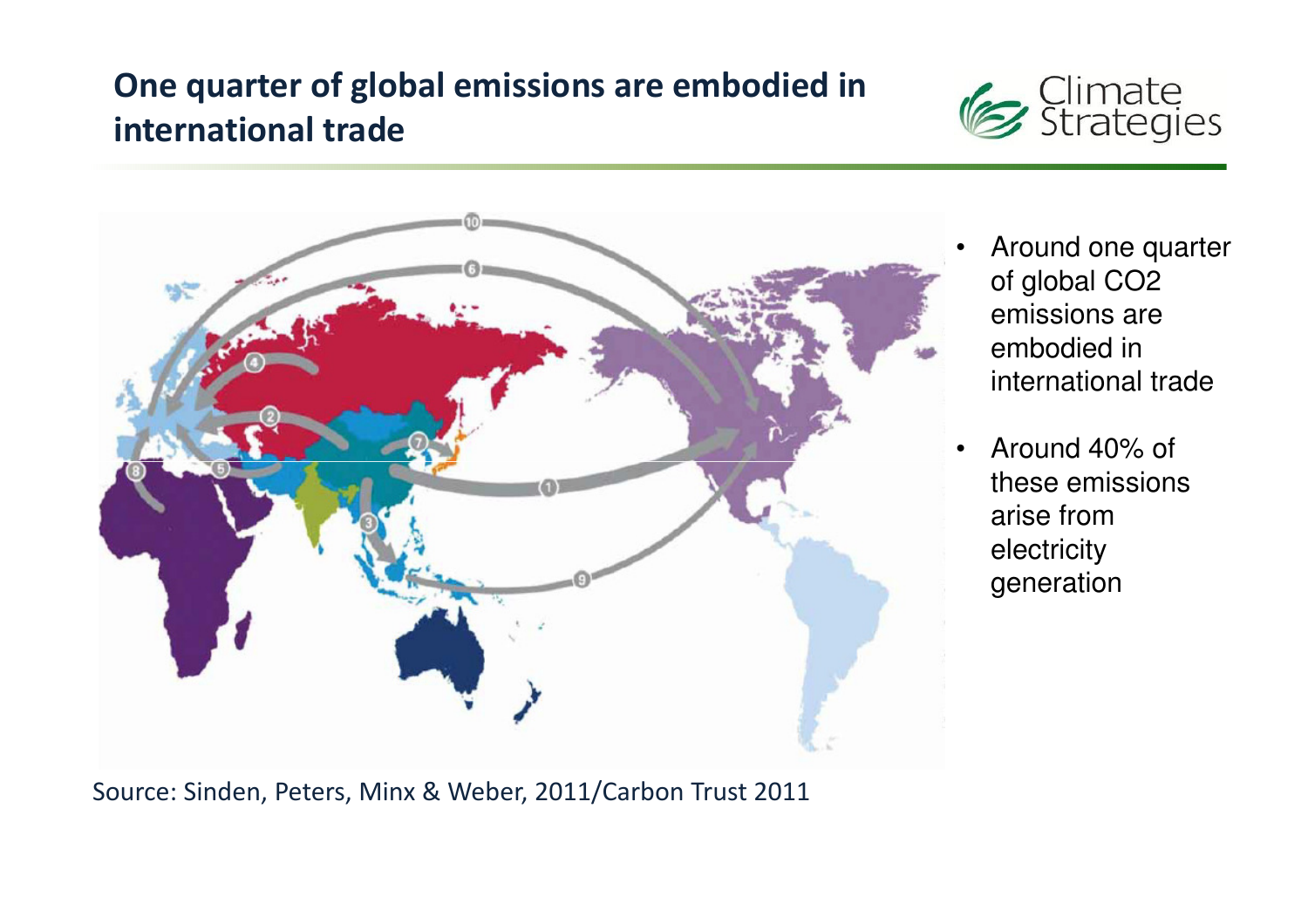## One quarter of global emissions are embodied in international trade

- Around one quarter of global $CO_2$ emissions are embodied in international trade
- Around 40% of these emissions arise from electricity generation

Source: Sinden, Peters, Minx & Weber, 2011/Carbon Trust 2011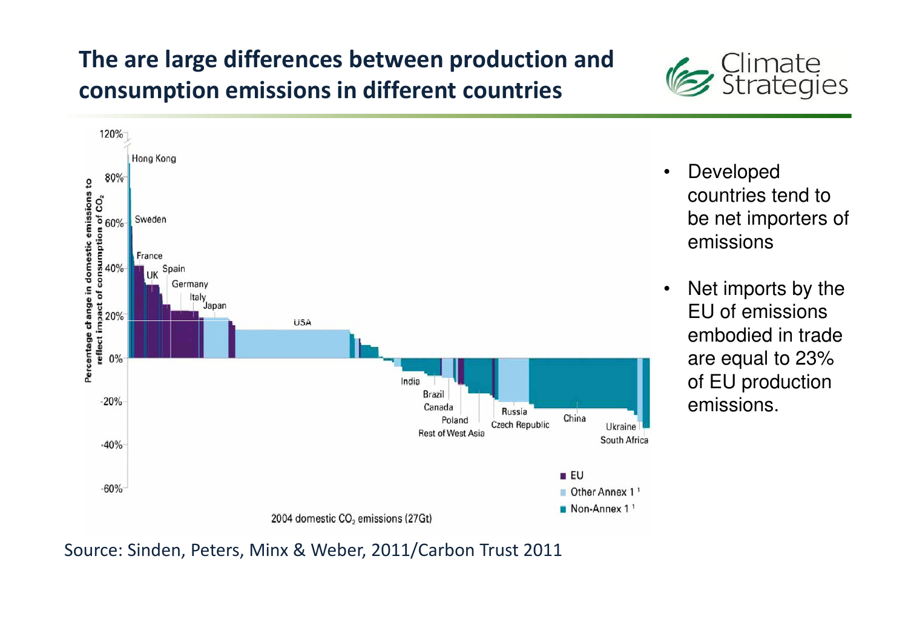# The are large differences between production and consumption emissions in different countries

- Developed countries tend to be net importers of emissions
- Net imports by the EU of emissions embodied in trade are equal to 23% of EU production emissions.

Source: Sinden, Peters, Minx & Weber, 2011/Carbon Trust 2011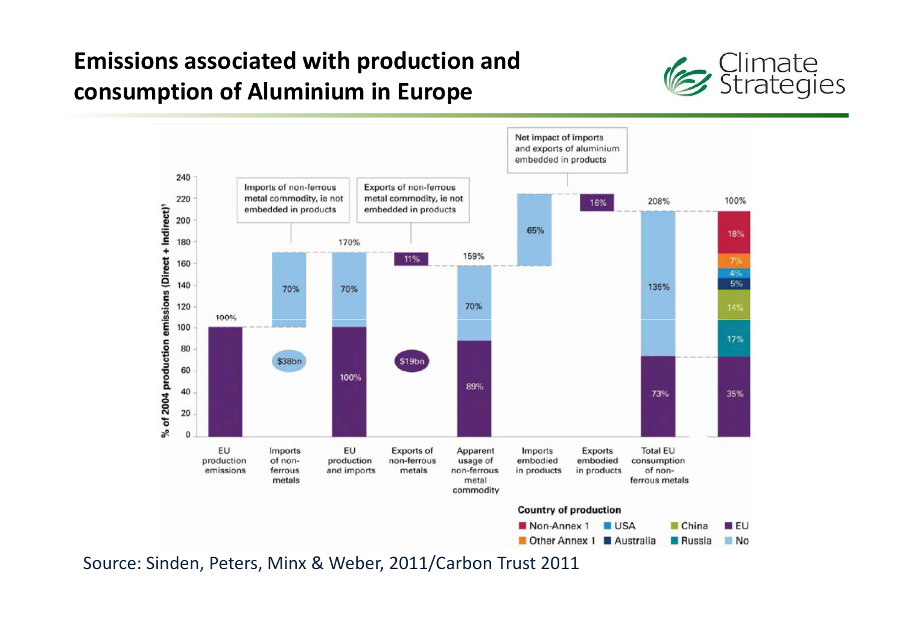# Emissions associated with production and consumption of Aluminium in Europe

| | EU production emissions | Imports of non-ferrous metals | EU production and imports | Exports of non-ferrous metals | Apparent usage of non-ferrous metal commodity | Imports embodied in products | Exports embodied in products | Total EU consumption of non-ferrous metals |
|---|---|---|---|---|---|---|---|---|
| Total | 100% | 70% | 170% | 11% | 159% | 65% | 16% | 208% |

- Imports of non-ferrous metal commodity, ie not embedded in products: $38bn
- Exports of non-ferrous metal commodity, ie not embedded in products: $19bn
- Net impact of imports and exports of aluminium embedded in products

EU production and imports: 100% (EU) + 70% (imports). Apparent usage of non-ferrous metal commodity: 89% + 70%. Total EU consumption of non-ferrous metals: 73% + 135%.

Country of production (100%): Non-Annex 1 18%, Other Annex 1 7%, USA 4%, Australia 5%, China 14%, Russia 17%, EU 35%

Y-axis: % of 2004 production emissions (Direct + Indirect)[1]

Source: Sinden, Peters, Minx & Weber, 2011/Carbon Trust 2011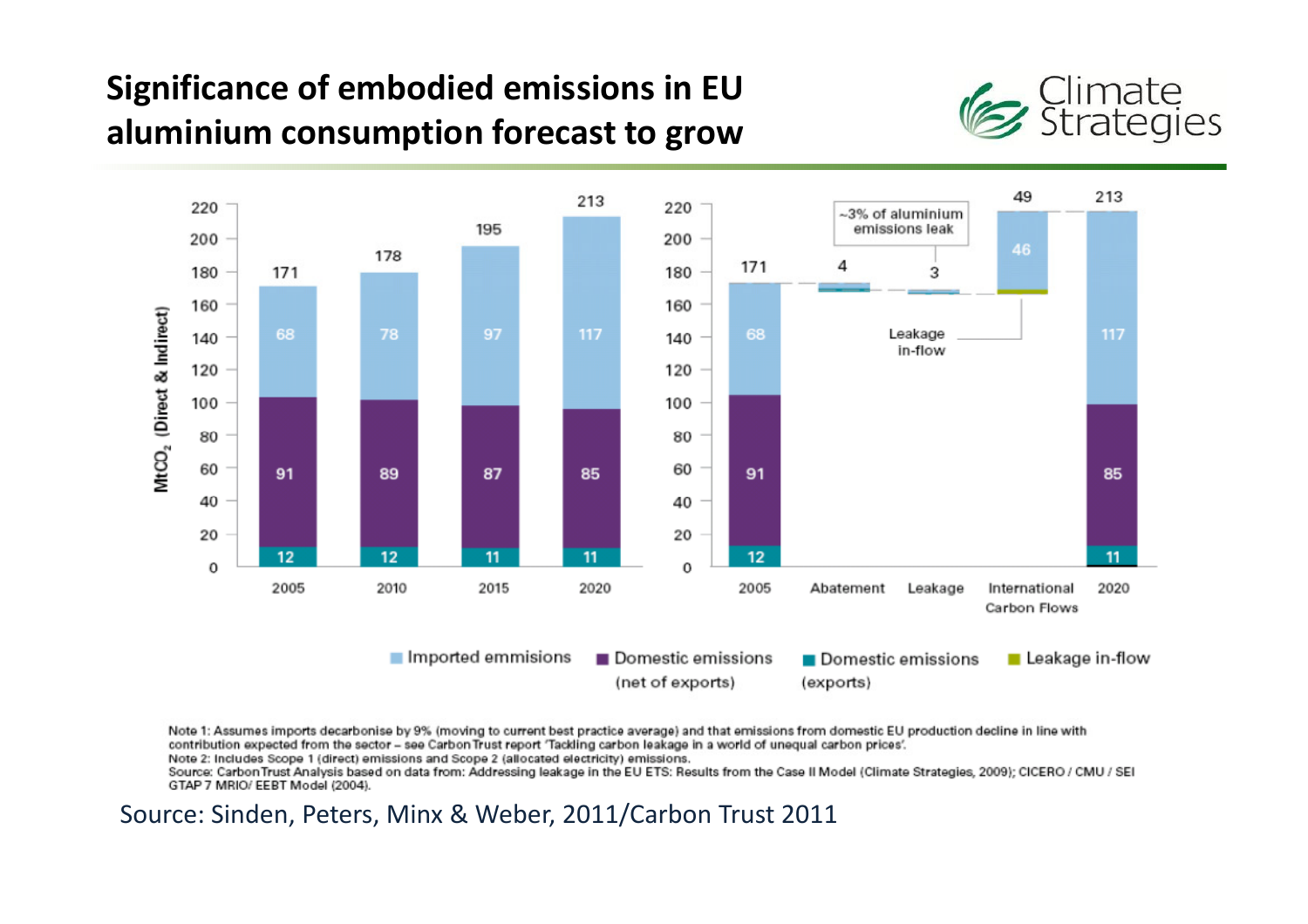# Significance of embodied emissions in EU aluminium consumption forecast to grow

| Year | Domestic emissions (exports) | Domestic emissions (net of exports) | Imported emmisions | Total |
|---|---|---|---|---|
| 2005 | 12 | 91 | 68 | 171 |
| 2010 | 12 | 89 | 78 | 178 |
| 2015 | 11 | 87 | 97 | 195 |
| 2020 | 11 | 85 | 117 | 213 |

| | Value |
|---|---|
| 2005 | 171 (12 / 91 / 68) |
| Abatement | 4 |
| Leakage | 3 |
| International Carbon Flows | 49 (46; Leakage in-flow) |
| 2020 | 213 (11 / 85 / 117) |

~3% of aluminium emissions leak

MtCO₂ (Direct & Indirect)

Imported emmisions | Domestic emissions (net of exports) | Domestic emissions (exports) | Leakage in-flow

Note 1: Assumes imports decarbonise by 9% (moving to current best practice average) and that emissions from domestic EU production decline in line with contribution expected from the sector – see Carbon Trust report 'Tackling carbon leakage in a world of unequal carbon prices'.
Note 2: Includes Scope 1 (direct) emissions and Scope 2 (allocated electricity) emissions.
Source: Carbon Trust Analysis based on data from: Addressing leakage in the EU ETS: Results from the Case II Model (Climate Strategies, 2009); CICERO / CMU / SEI GTAP 7 MRIO/ EEBT Model (2004).

Source: Sinden, Peters, Minx & Weber, 2011/Carbon Trust 2011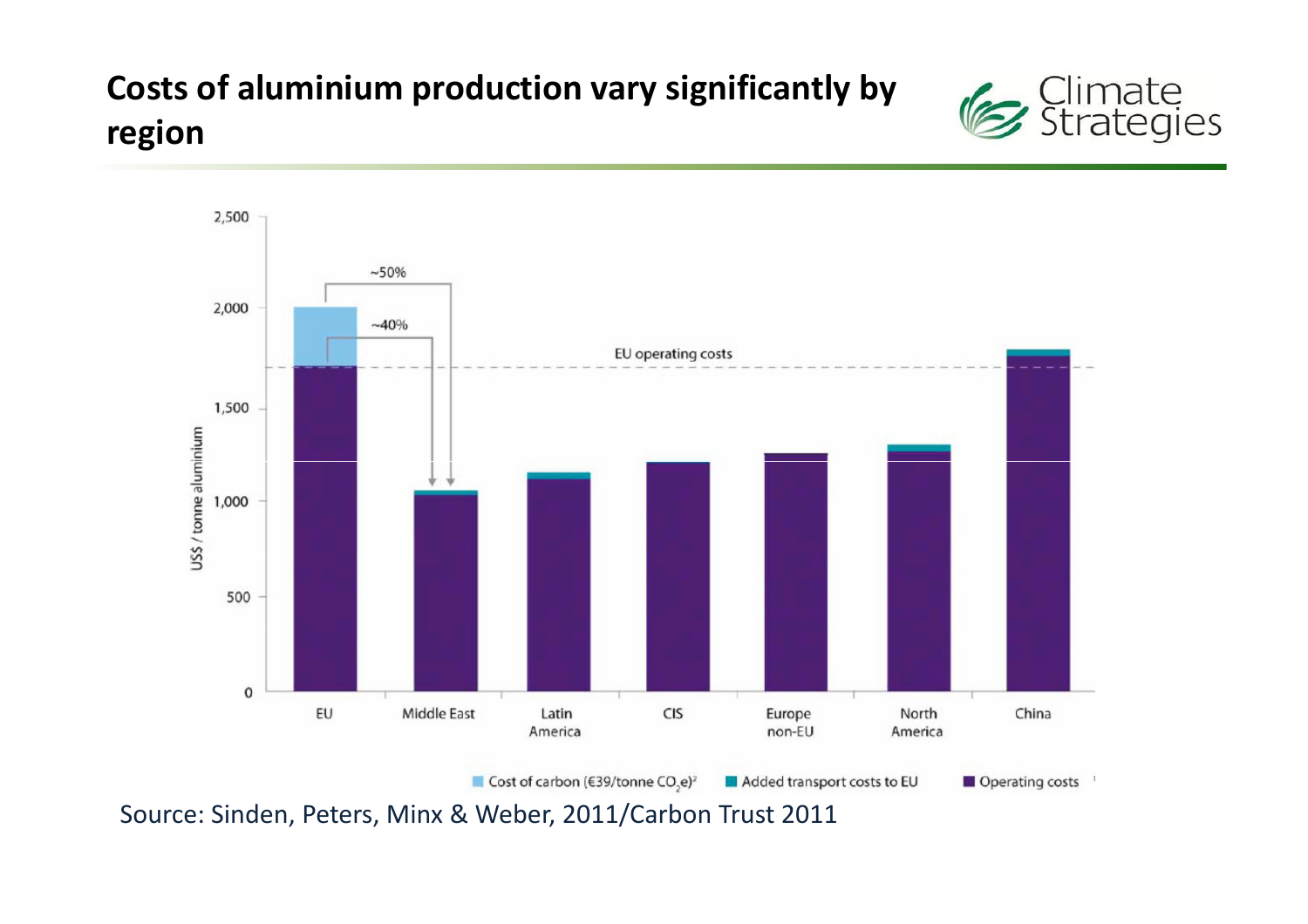# Costs of aluminium production vary significantly by region

Source: Sinden, Peters, Minx & Weber, 2011/Carbon Trust 2011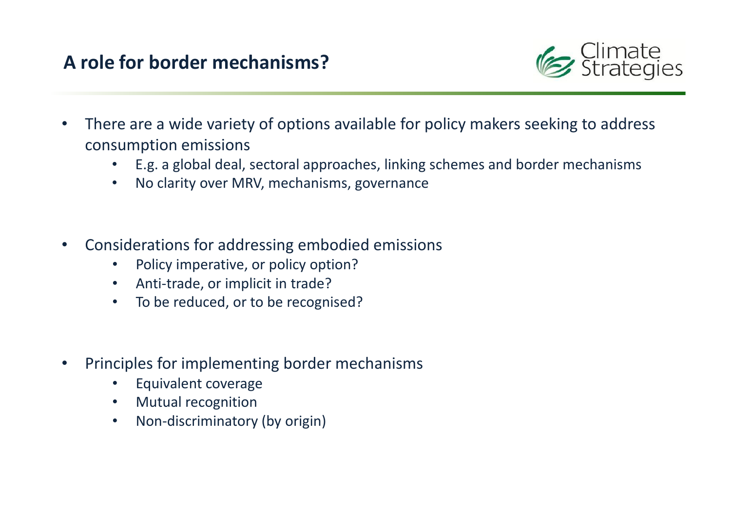## A role for border mechanisms?

- There are a wide variety of options available for policy makers seeking to address consumption emissions
  - E.g. a global deal, sectoral approaches, linking schemes and border mechanisms
  - No clarity over MRV, mechanisms, governance
- Considerations for addressing embodied emissions
  - Policy imperative, or policy option?
  - Anti-trade, or implicit in trade?
  - To be reduced, or to be recognised?
- Principles for implementing border mechanisms
  - Equivalent coverage
  - Mutual recognition
  - Non-discriminatory (by origin)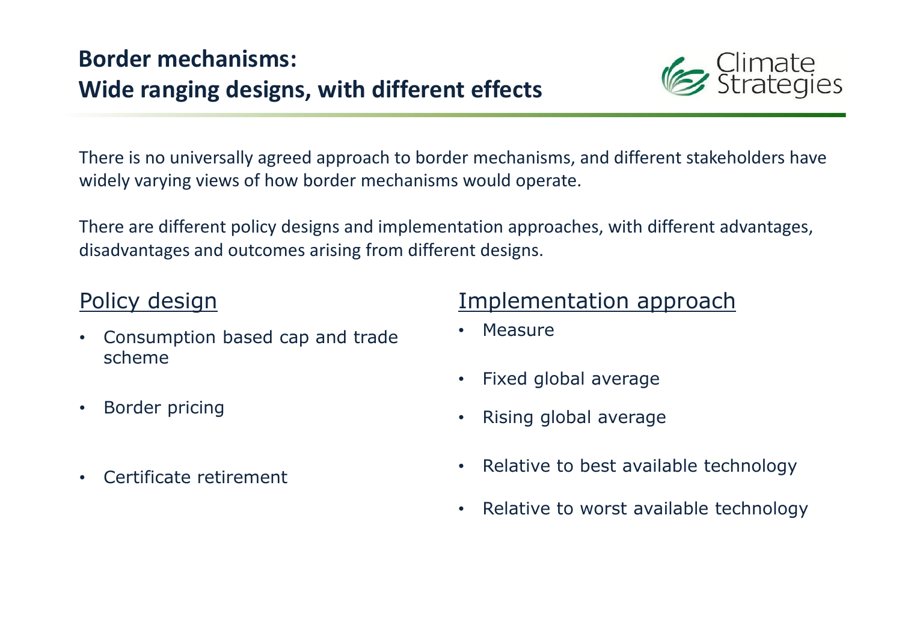# Border mechanisms: Wide ranging designs, with different effects

There is no universally agreed approach to border mechanisms, and different stakeholders have widely varying views of how border mechanisms would operate.

There are different policy designs and implementation approaches, with different advantages, disadvantages and outcomes arising from different designs.

## Policy design

- Consumption based cap and trade scheme
- Border pricing
- Certificate retirement

## Implementation approach

- Measure
- Fixed global average
- Rising global average
- Relative to best available technology
- Relative to worst available technology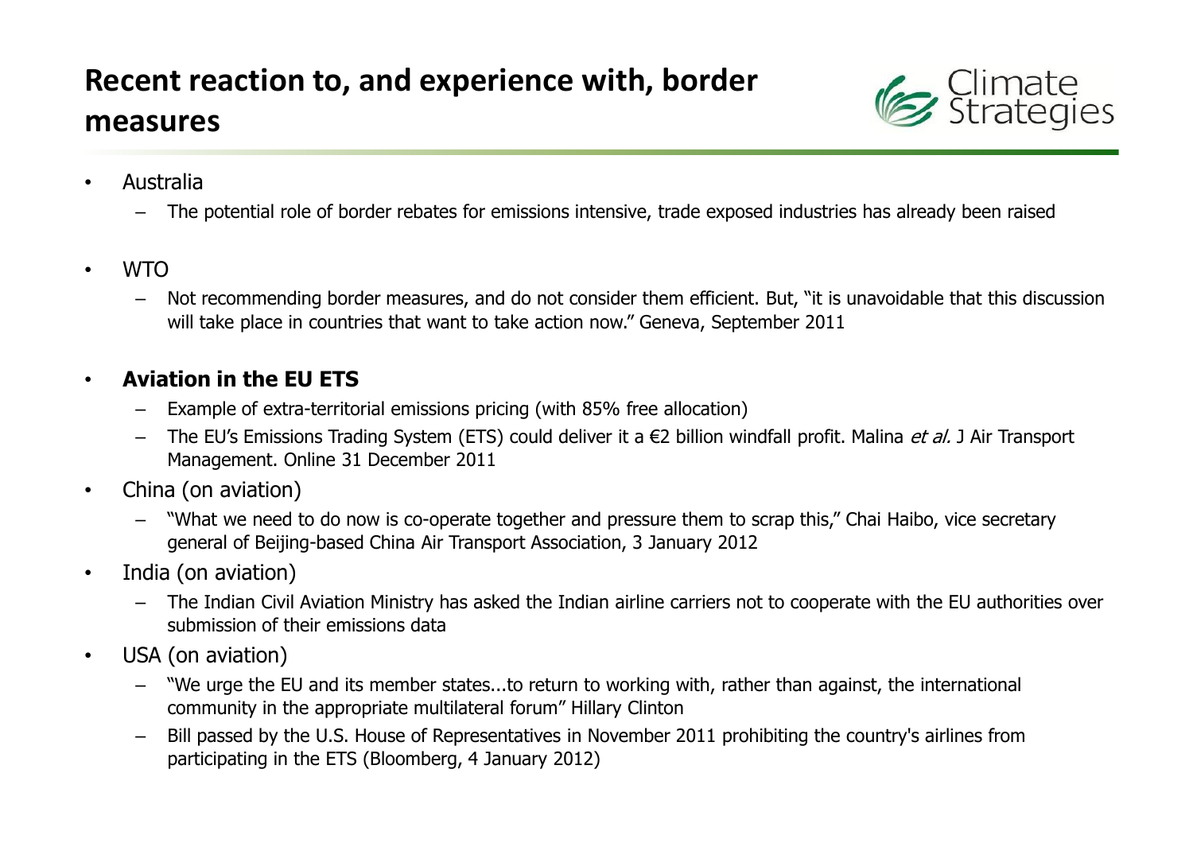# Recent reaction to, and experience with, border measures

- Australia
  - The potential role of border rebates for emissions intensive, trade exposed industries has already been raised
- WTO
  - Not recommending border measures, and do not consider them efficient. But, "it is unavoidable that this discussion will take place in countries that want to take action now." Geneva, September 2011
- **Aviation in the EU ETS**
  - Example of extra-territorial emissions pricing (with 85% free allocation)
  - The EU's Emissions Trading System (ETS) could deliver it a €2 billion windfall profit. Malina *et al.* J Air Transport Management. Online 31 December 2011
- China (on aviation)
  - "What we need to do now is co-operate together and pressure them to scrap this," Chai Haibo, vice secretary general of Beijing-based China Air Transport Association, 3 January 2012
- India (on aviation)
  - The Indian Civil Aviation Ministry has asked the Indian airline carriers not to cooperate with the EU authorities over submission of their emissions data
- USA (on aviation)
  - "We urge the EU and its member states...to return to working with, rather than against, the international community in the appropriate multilateral forum" Hillary Clinton
  - Bill passed by the U.S. House of Representatives in November 2011 prohibiting the country's airlines from participating in the ETS (Bloomberg, 4 January 2012)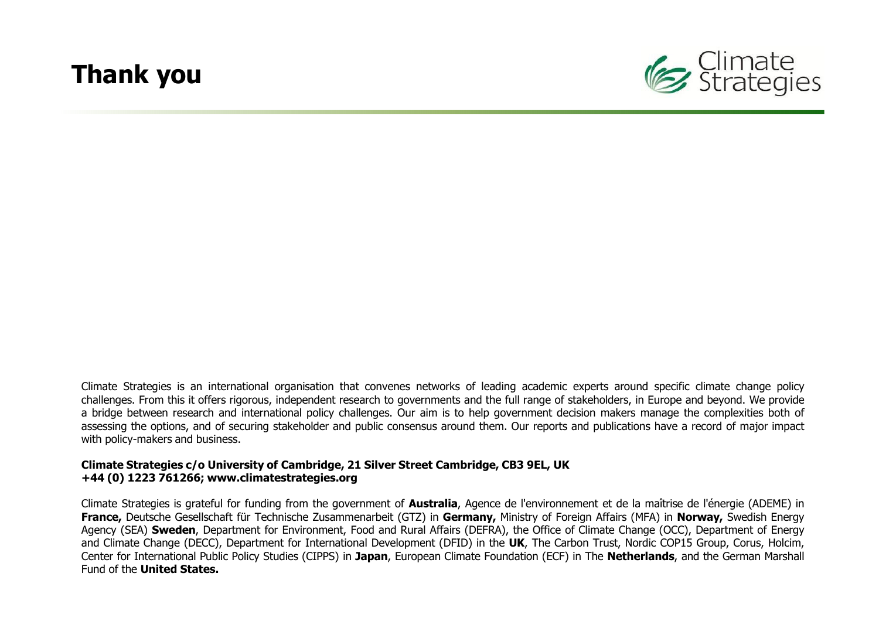# Thank you

Climate Strategies

Climate Strategies is an international organisation that convenes networks of leading academic experts around specific climate change policy challenges. From this it offers rigorous, independent research to governments and the full range of stakeholders, in Europe and beyond. We provide a bridge between research and international policy challenges. Our aim is to help government decision makers manage the complexities both of assessing the options, and of securing stakeholder and public consensus around them. Our reports and publications have a record of major impact with policy-makers and business.

**Climate Strategies c/o University of Cambridge, 21 Silver Street Cambridge, CB3 9EL, UK**
**+44 (0) 1223 761266; www.climatestrategies.org**

Climate Strategies is grateful for funding from the government of **Australia**, Agence de l'environnement et de la maîtrise de l'énergie (ADEME) in **France,** Deutsche Gesellschaft für Technische Zusammenarbeit (GTZ) in **Germany,** Ministry of Foreign Affairs (MFA) in **Norway,** Swedish Energy Agency (SEA) **Sweden**, Department for Environment, Food and Rural Affairs (DEFRA), the Office of Climate Change (OCC), Department of Energy and Climate Change (DECC), Department for International Development (DFID) in the **UK**, The Carbon Trust, Nordic COP15 Group, Corus, Holcim, Center for International Public Policy Studies (CIPPS) in **Japan**, European Climate Foundation (ECF) in The **Netherlands**, and the German Marshall Fund of the **United States.**